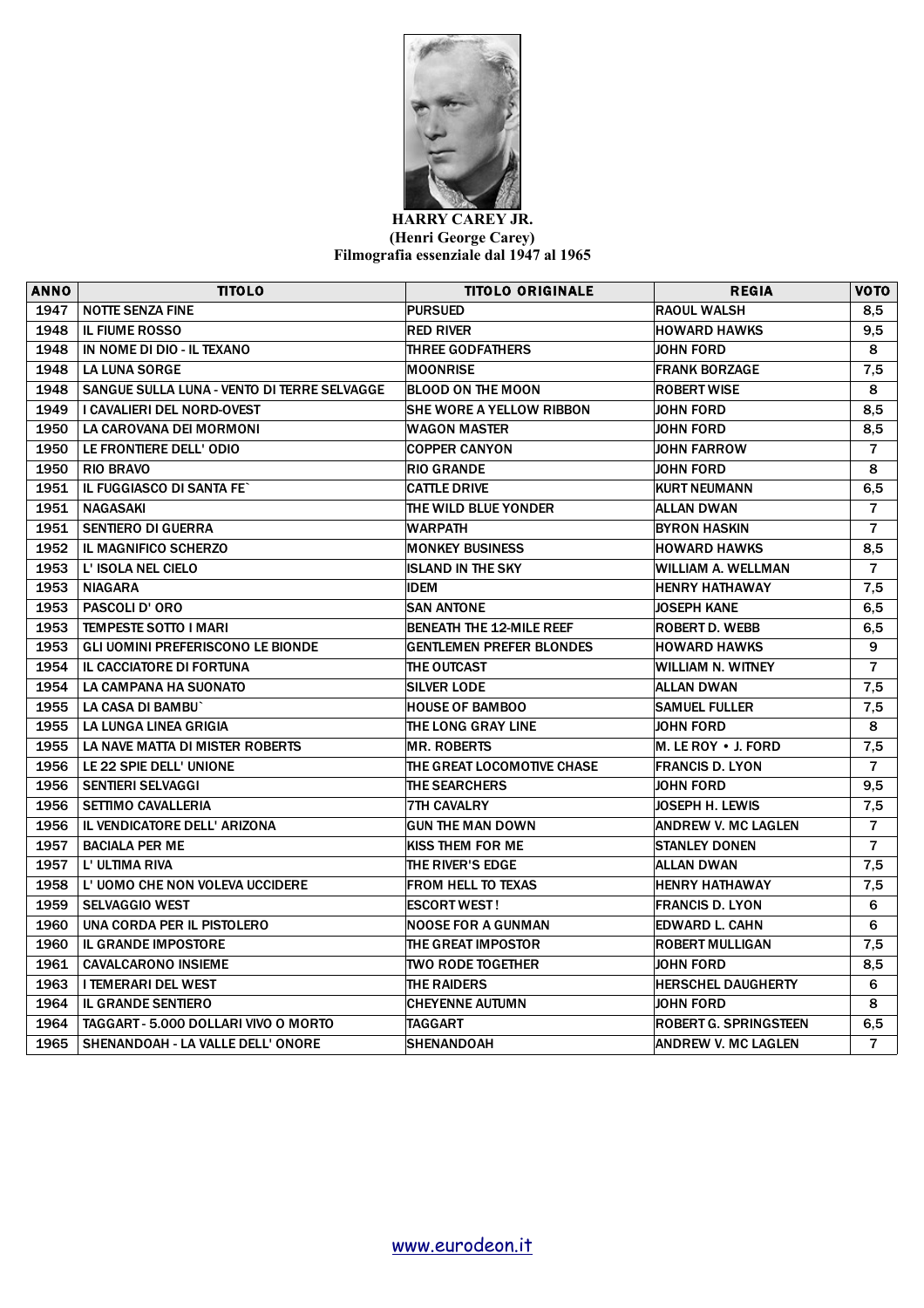**HARRY CAREY JR.**
**(Henri George Carey)**
**Filmografia essenziale dal 1947 al 1965**

| ANNO | TITOLO | TITOLO ORIGINALE | REGIA | VOTO |
|---|---|---|---|---|
| 1947 | NOTTE SENZA FINE | PURSUED | RAOUL WALSH | 8,5 |
| 1948 | IL FIUME ROSSO | RED RIVER | HOWARD HAWKS | 9,5 |
| 1948 | IN NOME DI DIO - IL TEXANO | THREE GODFATHERS | JOHN FORD | 8 |
| 1948 | LA LUNA SORGE | MOONRISE | FRANK BORZAGE | 7,5 |
| 1948 | SANGUE SULLA LUNA - VENTO DI TERRE SELVAGGE | BLOOD ON THE MOON | ROBERT WISE | 8 |
| 1949 | I CAVALIERI DEL NORD-OVEST | SHE WORE A YELLOW RIBBON | JOHN FORD | 8,5 |
| 1950 | LA CAROVANA DEI MORMONI | WAGON MASTER | JOHN FORD | 8,5 |
| 1950 | LE FRONTIERE DELL' ODIO | COPPER CANYON | JOHN FARROW | 7 |
| 1950 | RIO BRAVO | RIO GRANDE | JOHN FORD | 8 |
| 1951 | IL FUGGIASCO DI SANTA FE` | CATTLE DRIVE | KURT NEUMANN | 6,5 |
| 1951 | NAGASAKI | THE WILD BLUE YONDER | ALLAN DWAN | 7 |
| 1951 | SENTIERO DI GUERRA | WARPATH | BYRON HASKIN | 7 |
| 1952 | IL MAGNIFICO SCHERZO | MONKEY BUSINESS | HOWARD HAWKS | 8,5 |
| 1953 | L' ISOLA NEL CIELO | ISLAND IN THE SKY | WILLIAM A. WELLMAN | 7 |
| 1953 | NIAGARA | IDEM | HENRY HATHAWAY | 7,5 |
| 1953 | PASCOLI D' ORO | SAN ANTONE | JOSEPH KANE | 6,5 |
| 1953 | TEMPESTE SOTTO I MARI | BENEATH THE 12-MILE REEF | ROBERT D. WEBB | 6,5 |
| 1953 | GLI UOMINI PREFERISCONO LE BIONDE | GENTLEMEN PREFER BLONDES | HOWARD HAWKS | 9 |
| 1954 | IL CACCIATORE DI FORTUNA | THE OUTCAST | WILLIAM N. WITNEY | 7 |
| 1954 | LA CAMPANA HA SUONATO | SILVER LODE | ALLAN DWAN | 7,5 |
| 1955 | LA CASA DI BAMBU` | HOUSE OF BAMBOO | SAMUEL FULLER | 7,5 |
| 1955 | LA LUNGA LINEA GRIGIA | THE LONG GRAY LINE | JOHN FORD | 8 |
| 1955 | LA NAVE MATTA DI MISTER ROBERTS | MR. ROBERTS | M. LE ROY • J. FORD | 7,5 |
| 1956 | LE 22 SPIE DELL' UNIONE | THE GREAT LOCOMOTIVE CHASE | FRANCIS D. LYON | 7 |
| 1956 | SENTIERI SELVAGGI | THE SEARCHERS | JOHN FORD | 9,5 |
| 1956 | SETTIMO CAVALLERIA | 7TH CAVALRY | JOSEPH H. LEWIS | 7,5 |
| 1956 | IL VENDICATORE DELL' ARIZONA | GUN THE MAN DOWN | ANDREW V. MC LAGLEN | 7 |
| 1957 | BACIALA PER ME | KISS THEM FOR ME | STANLEY DONEN | 7 |
| 1957 | L' ULTIMA RIVA | THE RIVER'S EDGE | ALLAN DWAN | 7,5 |
| 1958 | L' UOMO CHE NON VOLEVA UCCIDERE | FROM HELL TO TEXAS | HENRY HATHAWAY | 7,5 |
| 1959 | SELVAGGIO WEST | ESCORT WEST ! | FRANCIS D. LYON | 6 |
| 1960 | UNA CORDA PER IL PISTOLERO | NOOSE FOR A GUNMAN | EDWARD L. CAHN | 6 |
| 1960 | IL GRANDE IMPOSTORE | THE GREAT IMPOSTOR | ROBERT MULLIGAN | 7,5 |
| 1961 | CAVALCARONO INSIEME | TWO RODE TOGETHER | JOHN FORD | 8,5 |
| 1963 | I TEMERARI DEL WEST | THE RAIDERS | HERSCHEL DAUGHERTY | 6 |
| 1964 | IL GRANDE SENTIERO | CHEYENNE AUTUMN | JOHN FORD | 8 |
| 1964 | TAGGART - 5.000 DOLLARI VIVO O MORTO | TAGGART | ROBERT G. SPRINGSTEEN | 6,5 |
| 1965 | SHENANDOAH - LA VALLE DELL' ONORE | SHENANDOAH | ANDREW V. MC LAGLEN | 7 |

www.eurodeon.it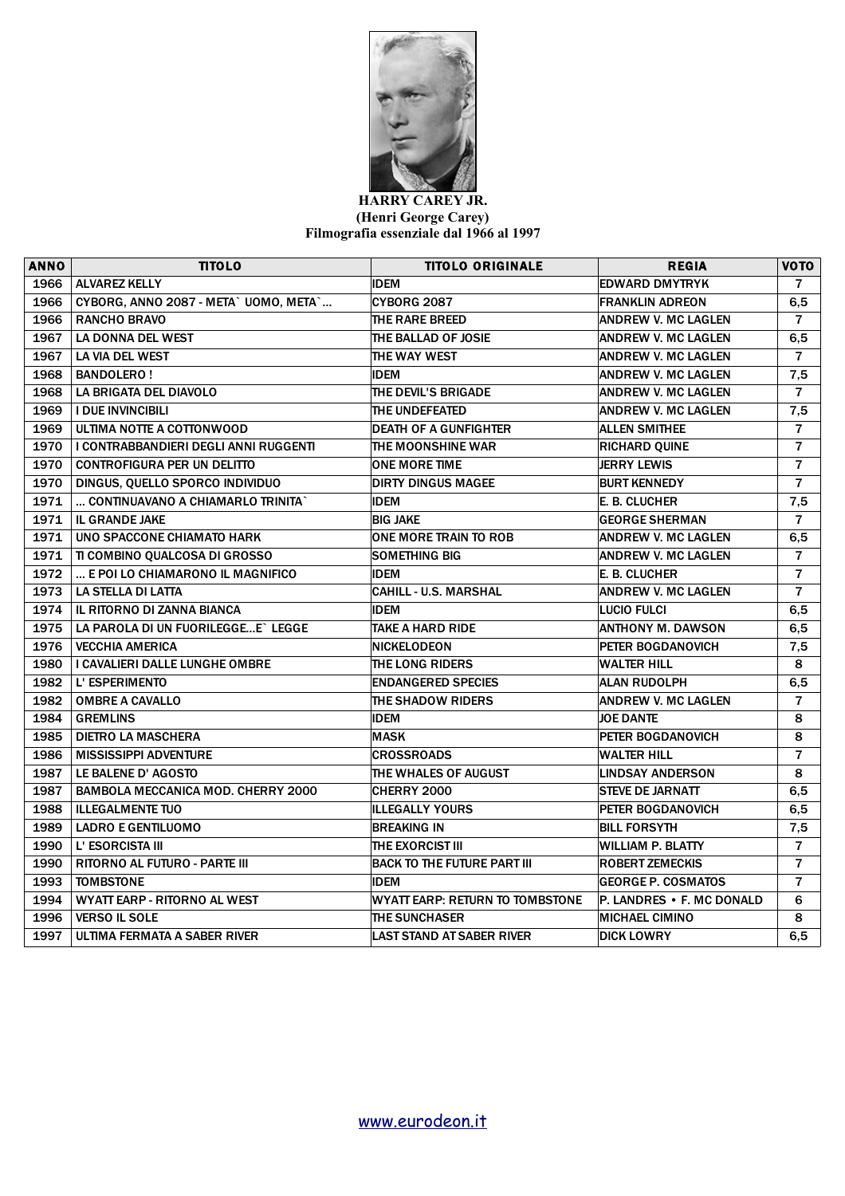**HARRY CAREY JR.**
**(Henri George Carey)**
**Filmografia essenziale dal 1966 al 1997**

| ANNO | TITOLO | TITOLO ORIGINALE | REGIA | VOTO |
|---|---|---|---|---|
| 1966 | ALVAREZ KELLY | IDEM | EDWARD DMYTRYK | 7 |
| 1966 | CYBORG, ANNO 2087 - META` UOMO, META` ... | CYBORG 2087 | FRANKLIN ADREON | 6,5 |
| 1966 | RANCHO BRAVO | THE RARE BREED | ANDREW V. MC LAGLEN | 7 |
| 1967 | LA DONNA DEL WEST | THE BALLAD OF JOSIE | ANDREW V. MC LAGLEN | 6,5 |
| 1967 | LA VIA DEL WEST | THE WAY WEST | ANDREW V. MC LAGLEN | 7 |
| 1968 | BANDOLERO ! | IDEM | ANDREW V. MC LAGLEN | 7,5 |
| 1968 | LA BRIGATA DEL DIAVOLO | THE DEVIL'S BRIGADE | ANDREW V. MC LAGLEN | 7 |
| 1969 | I DUE INVINCIBILI | THE UNDEFEATED | ANDREW V. MC LAGLEN | 7,5 |
| 1969 | ULTIMA NOTTE A COTTONWOOD | DEATH OF A GUNFIGHTER | ALLEN SMITHEE | 7 |
| 1970 | I CONTRABBANDIERI DEGLI ANNI RUGGENTI | THE MOONSHINE WAR | RICHARD QUINE | 7 |
| 1970 | CONTROFIGURA PER UN DELITTO | ONE MORE TIME | JERRY LEWIS | 7 |
| 1970 | DINGUS, QUELLO SPORCO INDIVIDUO | DIRTY DINGUS MAGEE | BURT KENNEDY | 7 |
| 1971 | ... CONTINUAVANO A CHIAMARLO TRINITA` | IDEM | E. B. CLUCHER | 7,5 |
| 1971 | IL GRANDE JAKE | BIG JAKE | GEORGE SHERMAN | 7 |
| 1971 | UNO SPACCONE CHIAMATO HARK | ONE MORE TRAIN TO ROB | ANDREW V. MC LAGLEN | 6,5 |
| 1971 | TI COMBINO QUALCOSA DI GROSSO | SOMETHING BIG | ANDREW V. MC LAGLEN | 7 |
| 1972 | ... E POI LO CHIAMARONO IL MAGNIFICO | IDEM | E. B. CLUCHER | 7 |
| 1973 | LA STELLA DI LATTA | CAHILL - U.S. MARSHAL | ANDREW V. MC LAGLEN | 7 |
| 1974 | IL RITORNO DI ZANNA BIANCA | IDEM | LUCIO FULCI | 6,5 |
| 1975 | LA PAROLA DI UN FUORILEGGE...E` LEGGE | TAKE A HARD RIDE | ANTHONY M. DAWSON | 6,5 |
| 1976 | VECCHIA AMERICA | NICKELODEON | PETER BOGDANOVICH | 7,5 |
| 1980 | I CAVALIERI DALLE LUNGHE OMBRE | THE LONG RIDERS | WALTER HILL | 8 |
| 1982 | L' ESPERIMENTO | ENDANGERED SPECIES | ALAN RUDOLPH | 6,5 |
| 1982 | OMBRE A CAVALLO | THE SHADOW RIDERS | ANDREW V. MC LAGLEN | 7 |
| 1984 | GREMLINS | IDEM | JOE DANTE | 8 |
| 1985 | DIETRO LA MASCHERA | MASK | PETER BOGDANOVICH | 8 |
| 1986 | MISSISSIPPI ADVENTURE | CROSSROADS | WALTER HILL | 7 |
| 1987 | LE BALENE D' AGOSTO | THE WHALES OF AUGUST | LINDSAY ANDERSON | 8 |
| 1987 | BAMBOLA MECCANICA MOD. CHERRY 2000 | CHERRY 2000 | STEVE DE JARNATT | 6,5 |
| 1988 | ILLEGALMENTE TUO | ILLEGALLY YOURS | PETER BOGDANOVICH | 6,5 |
| 1989 | LADRO E GENTILUOMO | BREAKING IN | BILL FORSYTH | 7,5 |
| 1990 | L' ESORCISTA III | THE EXORCIST III | WILLIAM P. BLATTY | 7 |
| 1990 | RITORNO AL FUTURO - PARTE III | BACK TO THE FUTURE PART III | ROBERT ZEMECKIS | 7 |
| 1993 | TOMBSTONE | IDEM | GEORGE P. COSMATOS | 7 |
| 1994 | WYATT EARP - RITORNO AL WEST | WYATT EARP: RETURN TO TOMBSTONE | P. LANDRES • F. MC DONALD | 6 |
| 1996 | VERSO IL SOLE | THE SUNCHASER | MICHAEL CIMINO | 8 |
| 1997 | ULTIMA FERMATA A SABER RIVER | LAST STAND AT SABER RIVER | DICK LOWRY | 6,5 |

www.eurodeon.it